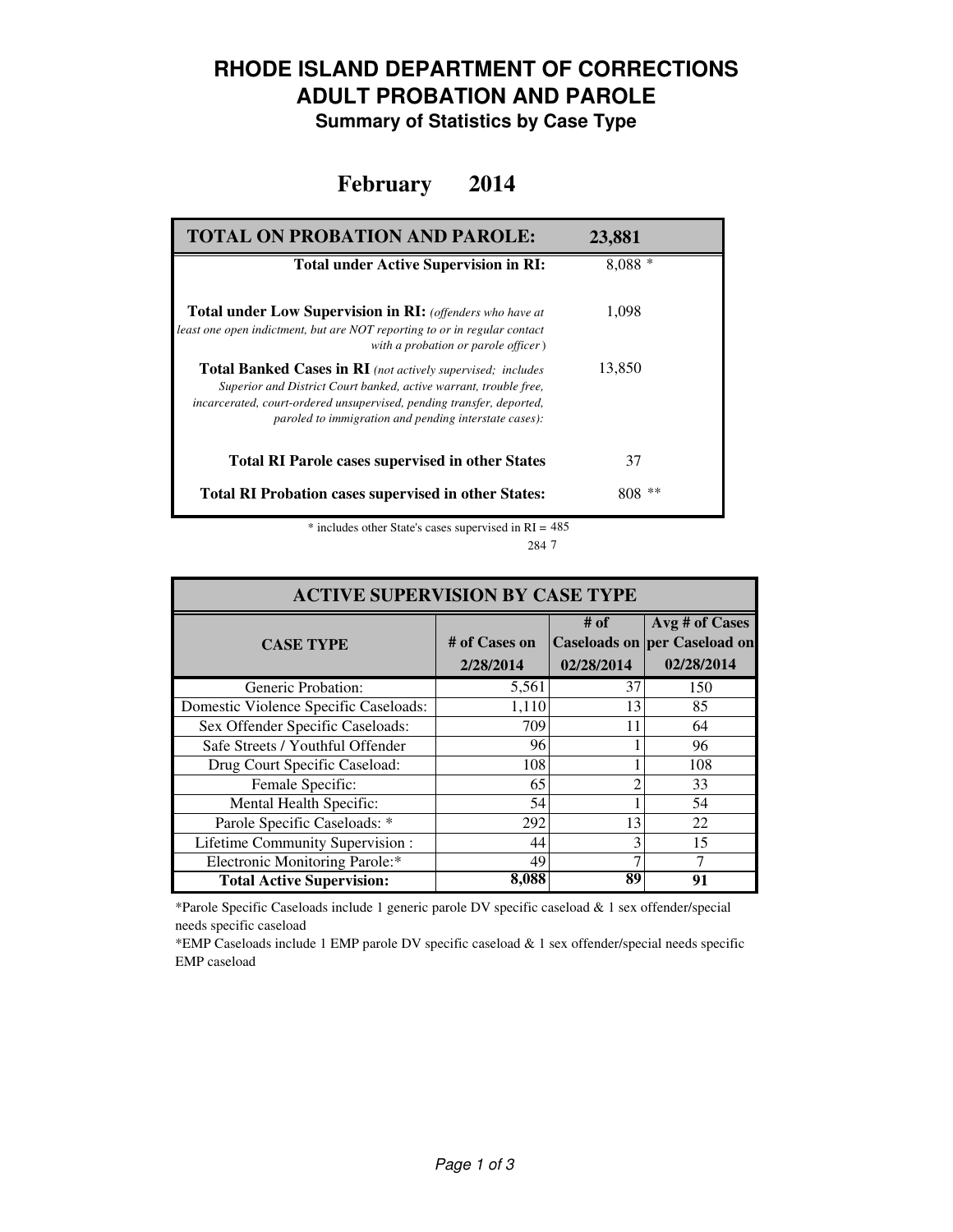# RHODE ISLAND DEPARTMENT OF CORRECTIONS
## ADULT PROBATION AND PAROLE
### Summary of Statistics by Case Type

## February 2014

| TOTAL ON PROBATION AND PAROLE: | 23,881 |
|---|---|
| **Total under Active Supervision in RI:** | 8,088 * |
| **Total under Low Supervision in RI:** *(offenders who have at least one open indictment, but are NOT reporting to or in regular contact with a probation or parole officer)* | 1,098 |
| **Total Banked Cases in RI** *(not actively supervised; includes Superior and District Court banked, active warrant, trouble free, incarcerated, court-ordered unsupervised, pending transfer, deported, paroled to immigration and pending interstate cases):* | 13,850 |
| **Total RI Parole cases supervised in other States** | 37 |
| **Total RI Probation cases supervised in other States:** | 808 ** |

\* includes other State's cases supervised in RI = 485

284 7

| ACTIVE SUPERVISION BY CASE TYPE | | | |
|---|---|---|---|
| **CASE TYPE** | **# of Cases on 2/28/2014** | **# of Caseloads on 02/28/2014** | **Avg # of Cases per Caseload on 02/28/2014** |
| Generic Probation: | 5,561 | 37 | 150 |
| Domestic Violence Specific Caseloads: | 1,110 | 13 | 85 |
| Sex Offender Specific Caseloads: | 709 | 11 | 64 |
| Safe Streets / Youthful Offender | 96 | 1 | 96 |
| Drug Court Specific Caseload: | 108 | 1 | 108 |
| Female Specific: | 65 | 2 | 33 |
| Mental Health Specific: | 54 | 1 | 54 |
| Parole Specific Caseloads: * | 292 | 13 | 22 |
| Lifetime Community Supervision : | 44 | 3 | 15 |
| Electronic Monitoring Parole:* | 49 | 7 | 7 |
| **Total Active Supervision:** | **8,088** | **89** | **91** |

*Parole Specific Caseloads include 1 generic parole DV specific caseload & 1 sex offender/special needs specific caseload

*EMP Caseloads include 1 EMP parole DV specific caseload & 1 sex offender/special needs specific EMP caseload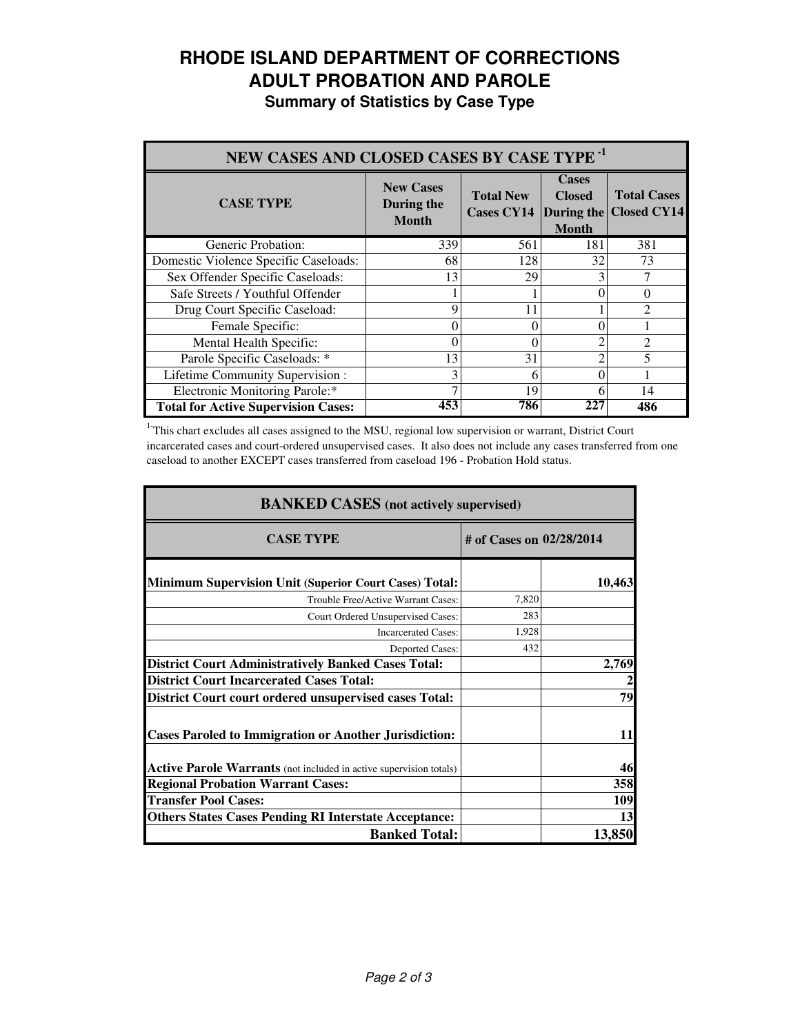# RHODE ISLAND DEPARTMENT OF CORRECTIONS
# ADULT PROBATION AND PAROLE
## Summary of Statistics by Case Type

| NEW CASES AND CLOSED CASES BY CASE TYPE [1] | | | | |
|---|---|---|---|---|
| **CASE TYPE** | **New Cases During the Month** | **Total New Cases CY14** | **Cases Closed During the Month** | **Total Cases Closed CY14** |
| Generic Probation: | 339 | 561 | 181 | 381 |
| Domestic Violence Specific Caseloads: | 68 | 128 | 32 | 73 |
| Sex Offender Specific Caseloads: | 13 | 29 | 3 | 7 |
| Safe Streets / Youthful Offender | 1 | 1 | 0 | 0 |
| Drug Court Specific Caseload: | 9 | 11 | 1 | 2 |
| Female Specific: | 0 | 0 | 0 | 1 |
| Mental Health Specific: | 0 | 0 | 2 | 2 |
| Parole Specific Caseloads: * | 13 | 31 | 2 | 5 |
| Lifetime Community Supervision : | 3 | 6 | 0 | 1 |
| Electronic Monitoring Parole:* | 7 | 19 | 6 | 14 |
| **Total for Active Supervision Cases:** | **453** | **786** | **227** | **486** |

[1] This chart excludes all cases assigned to the MSU, regional low supervision or warrant, District Court incarcerated cases and court-ordered unsupervised cases. It also does not include any cases transferred from one caseload to another EXCEPT cases transferred from caseload 196 - Probation Hold status.

| BANKED CASES (not actively supervised) | | |
|---|---|---|
| **CASE TYPE** | **# of Cases on 02/28/2014** | |
| **Minimum Supervision Unit (Superior Court Cases) Total:** | | **10,463** |
| Trouble Free/Active Warrant Cases: | 7,820 | |
| Court Ordered Unsupervised Cases: | 283 | |
| Incarcerated Cases: | 1,928 | |
| Deported Cases: | 432 | |
| **District Court Administratively Banked Cases Total:** | | **2,769** |
| **District Court Incarcerated Cases Total:** | | **2** |
| **District Court court ordered unsupervised cases Total:** | | **79** |
| **Cases Paroled to Immigration or Another Jurisdiction:** | | **11** |
| **Active Parole Warrants** (not included in active supervision totals) | | **46** |
| **Regional Probation Warrant Cases:** | | **358** |
| **Transfer Pool Cases:** | | **109** |
| **Others States Cases Pending RI Interstate Acceptance:** | | **13** |
| **Banked Total:** | | **13,850** |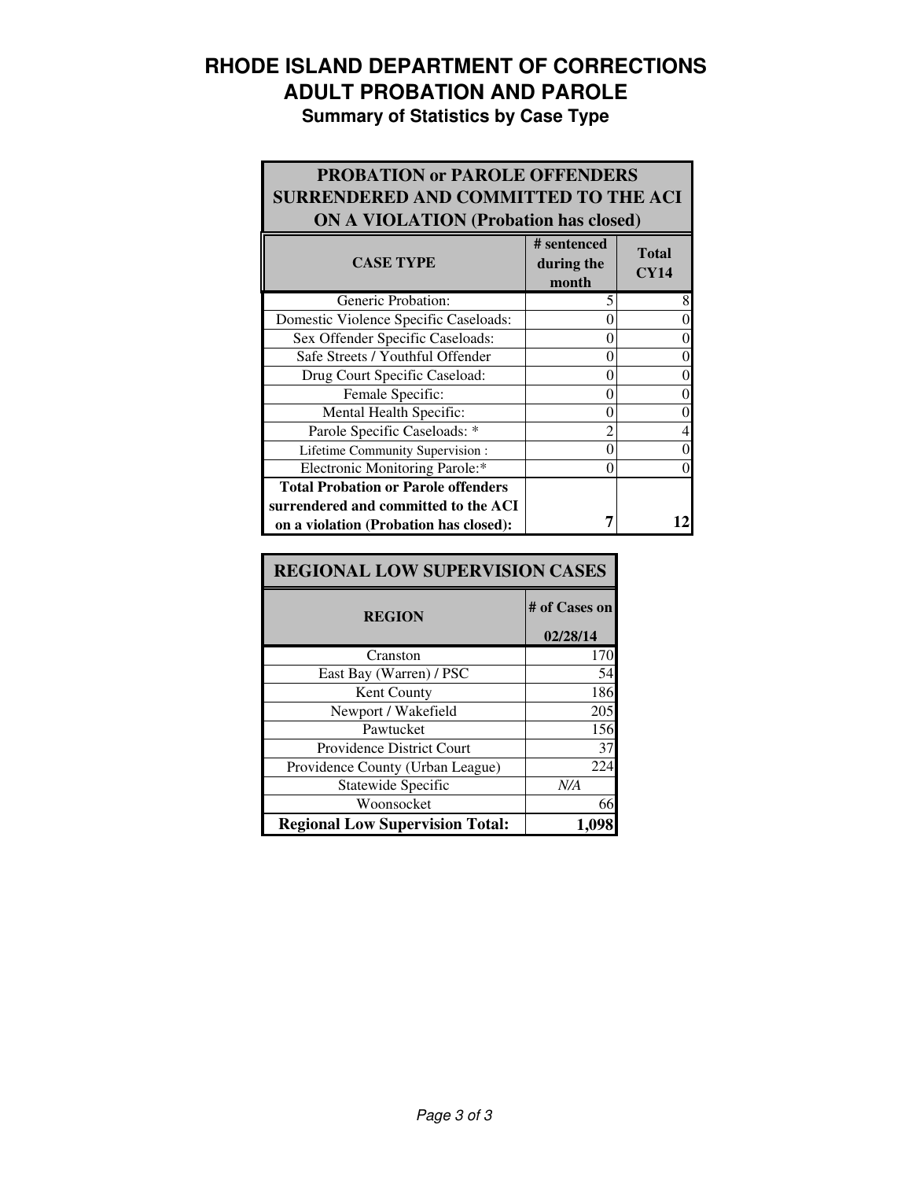# RHODE ISLAND DEPARTMENT OF CORRECTIONS
# ADULT PROBATION AND PAROLE
### Summary of Statistics by Case Type

| PROBATION or PAROLE OFFENDERS SURRENDERED AND COMMITTED TO THE ACI ON A VIOLATION (Probation has closed) | | |
|---|---|---|
| **CASE TYPE** | **# sentenced during the month** | **Total CY14** |
| Generic Probation: | 5 | 8 |
| Domestic Violence Specific Caseloads: | 0 | 0 |
| Sex Offender Specific Caseloads: | 0 | 0 |
| Safe Streets / Youthful Offender | 0 | 0 |
| Drug Court Specific Caseload: | 0 | 0 |
| Female Specific: | 0 | 0 |
| Mental Health Specific: | 0 | 0 |
| Parole Specific Caseloads: * | 2 | 4 |
| Lifetime Community Supervision : | 0 | 0 |
| Electronic Monitoring Parole:* | 0 | 0 |
| **Total Probation or Parole offenders surrendered and committed to the ACI on a violation (Probation has closed):** | **7** | **12** |

| REGIONAL LOW SUPERVISION CASES | |
|---|---|
| **REGION** | **# of Cases on 02/28/14** |
| Cranston | 170 |
| East Bay (Warren) / PSC | 54 |
| Kent County | 186 |
| Newport / Wakefield | 205 |
| Pawtucket | 156 |
| Providence District Court | 37 |
| Providence County (Urban League) | 224 |
| Statewide Specific | *N/A* |
| Woonsocket | 66 |
| **Regional Low Supervision Total:** | **1,098** |